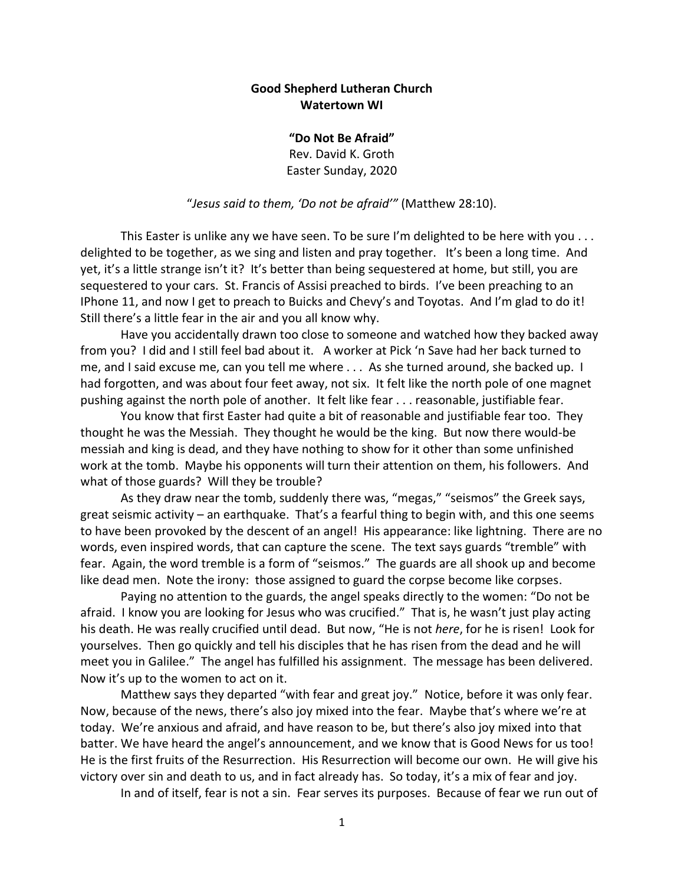**Good Shepherd Lutheran Church**
**Watertown WI**

**"Do Not Be Afraid"**
Rev. David K. Groth
Easter Sunday, 2020

"*Jesus said to them, 'Do not be afraid'*" (Matthew 28:10).

This Easter is unlike any we have seen. To be sure I'm delighted to be here with you . . . delighted to be together, as we sing and listen and pray together. It's been a long time. And yet, it's a little strange isn't it? It's better than being sequestered at home, but still, you are sequestered to your cars. St. Francis of Assisi preached to birds. I've been preaching to an IPhone 11, and now I get to preach to Buicks and Chevy's and Toyotas. And I'm glad to do it! Still there's a little fear in the air and you all know why.

Have you accidentally drawn too close to someone and watched how they backed away from you? I did and I still feel bad about it. A worker at Pick 'n Save had her back turned to me, and I said excuse me, can you tell me where . . . As she turned around, she backed up. I had forgotten, and was about four feet away, not six. It felt like the north pole of one magnet pushing against the north pole of another. It felt like fear . . . reasonable, justifiable fear.

You know that first Easter had quite a bit of reasonable and justifiable fear too. They thought he was the Messiah. They thought he would be the king. But now there would-be messiah and king is dead, and they have nothing to show for it other than some unfinished work at the tomb. Maybe his opponents will turn their attention on them, his followers. And what of those guards? Will they be trouble?

As they draw near the tomb, suddenly there was, "megas," "seismos" the Greek says, great seismic activity – an earthquake. That's a fearful thing to begin with, and this one seems to have been provoked by the descent of an angel! His appearance: like lightning. There are no words, even inspired words, that can capture the scene. The text says guards "tremble" with fear. Again, the word tremble is a form of "seismos." The guards are all shook up and become like dead men. Note the irony: those assigned to guard the corpse become like corpses.

Paying no attention to the guards, the angel speaks directly to the women: "Do not be afraid. I know you are looking for Jesus who was crucified." That is, he wasn't just play acting his death. He was really crucified until dead. But now, "He is not *here*, for he is risen! Look for yourselves. Then go quickly and tell his disciples that he has risen from the dead and he will meet you in Galilee." The angel has fulfilled his assignment. The message has been delivered. Now it's up to the women to act on it.

Matthew says they departed "with fear and great joy." Notice, before it was only fear. Now, because of the news, there's also joy mixed into the fear. Maybe that's where we're at today. We're anxious and afraid, and have reason to be, but there's also joy mixed into that batter. We have heard the angel's announcement, and we know that is Good News for us too! He is the first fruits of the Resurrection. His Resurrection will become our own. He will give his victory over sin and death to us, and in fact already has. So today, it's a mix of fear and joy.

In and of itself, fear is not a sin. Fear serves its purposes. Because of fear we run out of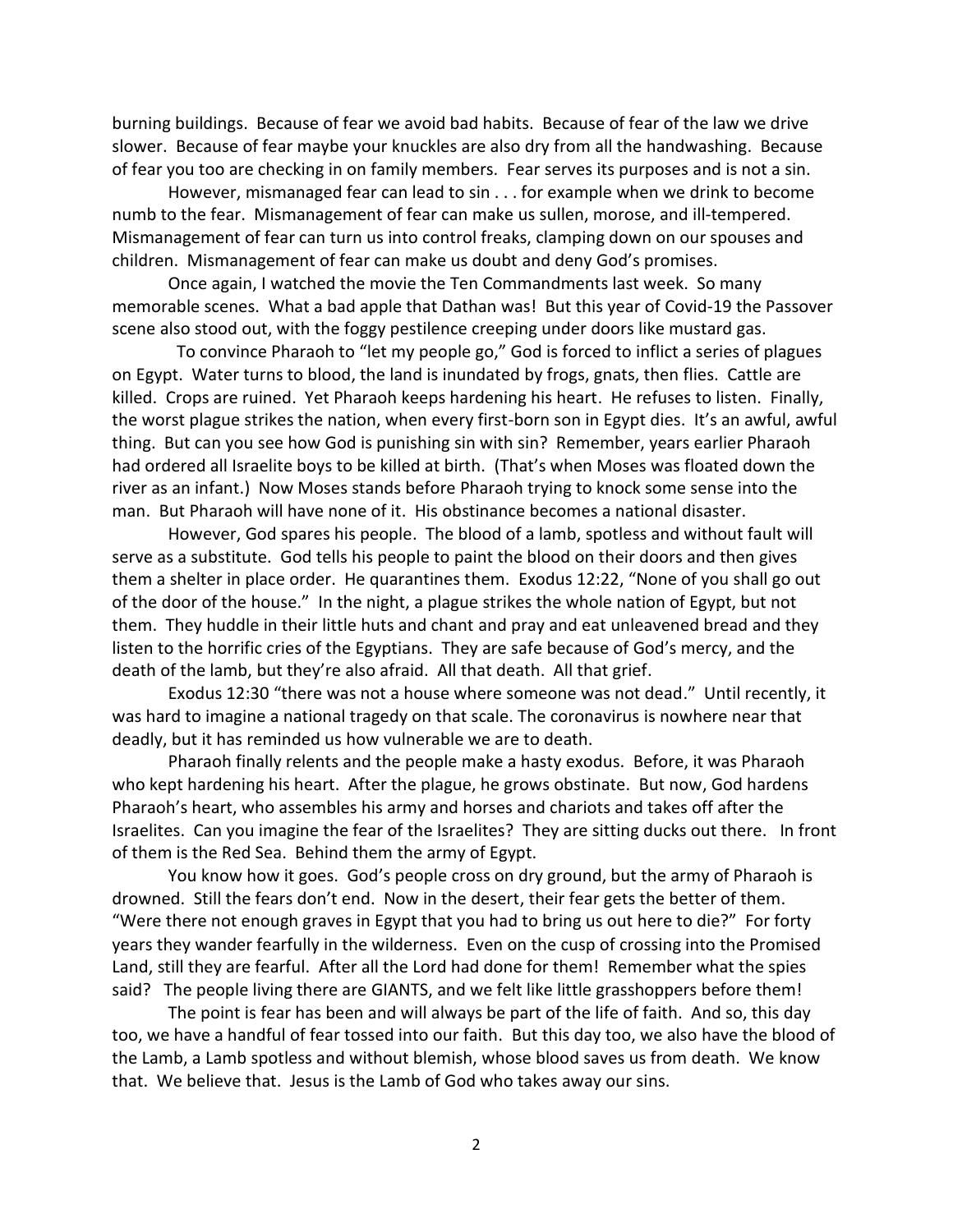burning buildings. Because of fear we avoid bad habits. Because of fear of the law we drive slower. Because of fear maybe your knuckles are also dry from all the handwashing. Because of fear you too are checking in on family members. Fear serves its purposes and is not a sin.

However, mismanaged fear can lead to sin . . . for example when we drink to become numb to the fear. Mismanagement of fear can make us sullen, morose, and ill-tempered. Mismanagement of fear can turn us into control freaks, clamping down on our spouses and children. Mismanagement of fear can make us doubt and deny God's promises.

Once again, I watched the movie the Ten Commandments last week. So many memorable scenes. What a bad apple that Dathan was! But this year of Covid-19 the Passover scene also stood out, with the foggy pestilence creeping under doors like mustard gas.

To convince Pharaoh to "let my people go," God is forced to inflict a series of plagues on Egypt. Water turns to blood, the land is inundated by frogs, gnats, then flies. Cattle are killed. Crops are ruined. Yet Pharaoh keeps hardening his heart. He refuses to listen. Finally, the worst plague strikes the nation, when every first-born son in Egypt dies. It's an awful, awful thing. But can you see how God is punishing sin with sin? Remember, years earlier Pharaoh had ordered all Israelite boys to be killed at birth. (That's when Moses was floated down the river as an infant.) Now Moses stands before Pharaoh trying to knock some sense into the man. But Pharaoh will have none of it. His obstinance becomes a national disaster.

However, God spares his people. The blood of a lamb, spotless and without fault will serve as a substitute. God tells his people to paint the blood on their doors and then gives them a shelter in place order. He quarantines them. Exodus 12:22, "None of you shall go out of the door of the house." In the night, a plague strikes the whole nation of Egypt, but not them. They huddle in their little huts and chant and pray and eat unleavened bread and they listen to the horrific cries of the Egyptians. They are safe because of God's mercy, and the death of the lamb, but they're also afraid. All that death. All that grief.

Exodus 12:30 "there was not a house where someone was not dead." Until recently, it was hard to imagine a national tragedy on that scale. The coronavirus is nowhere near that deadly, but it has reminded us how vulnerable we are to death.

Pharaoh finally relents and the people make a hasty exodus. Before, it was Pharaoh who kept hardening his heart. After the plague, he grows obstinate. But now, God hardens Pharaoh's heart, who assembles his army and horses and chariots and takes off after the Israelites. Can you imagine the fear of the Israelites? They are sitting ducks out there. In front of them is the Red Sea. Behind them the army of Egypt.

You know how it goes. God's people cross on dry ground, but the army of Pharaoh is drowned. Still the fears don't end. Now in the desert, their fear gets the better of them. "Were there not enough graves in Egypt that you had to bring us out here to die?" For forty years they wander fearfully in the wilderness. Even on the cusp of crossing into the Promised Land, still they are fearful. After all the Lord had done for them! Remember what the spies said? The people living there are GIANTS, and we felt like little grasshoppers before them!

The point is fear has been and will always be part of the life of faith. And so, this day too, we have a handful of fear tossed into our faith. But this day too, we also have the blood of the Lamb, a Lamb spotless and without blemish, whose blood saves us from death. We know that. We believe that. Jesus is the Lamb of God who takes away our sins.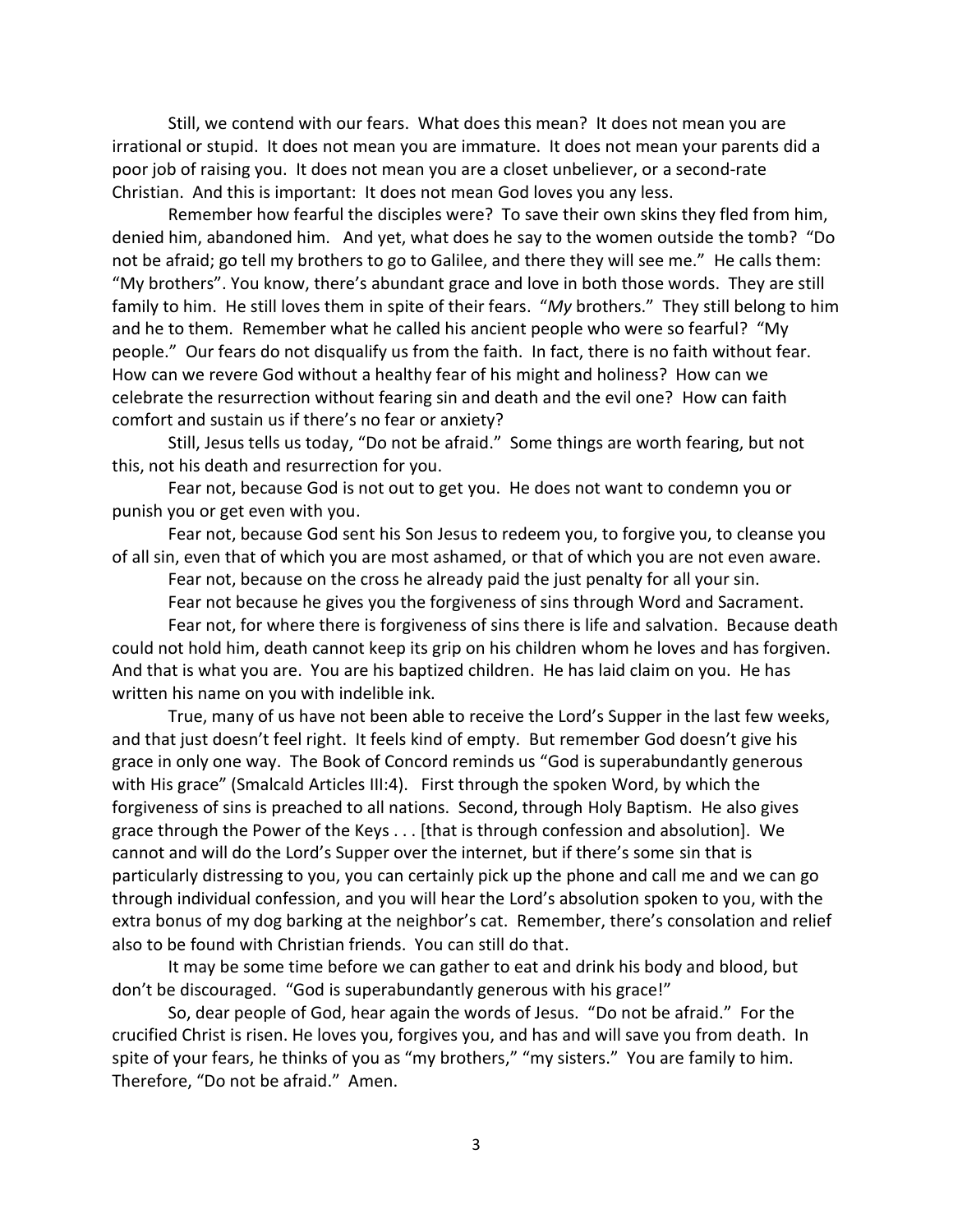Still, we contend with our fears. What does this mean? It does not mean you are irrational or stupid. It does not mean you are immature. It does not mean your parents did a poor job of raising you. It does not mean you are a closet unbeliever, or a second-rate Christian. And this is important: It does not mean God loves you any less.

Remember how fearful the disciples were? To save their own skins they fled from him, denied him, abandoned him. And yet, what does he say to the women outside the tomb? "Do not be afraid; go tell my brothers to go to Galilee, and there they will see me." He calls them: "My brothers". You know, there's abundant grace and love in both those words. They are still family to him. He still loves them in spite of their fears. "*My* brothers." They still belong to him and he to them. Remember what he called his ancient people who were so fearful? "My people." Our fears do not disqualify us from the faith. In fact, there is no faith without fear. How can we revere God without a healthy fear of his might and holiness? How can we celebrate the resurrection without fearing sin and death and the evil one? How can faith comfort and sustain us if there's no fear or anxiety?

Still, Jesus tells us today, "Do not be afraid." Some things are worth fearing, but not this, not his death and resurrection for you.

Fear not, because God is not out to get you. He does not want to condemn you or punish you or get even with you.

Fear not, because God sent his Son Jesus to redeem you, to forgive you, to cleanse you of all sin, even that of which you are most ashamed, or that of which you are not even aware.

Fear not, because on the cross he already paid the just penalty for all your sin.

Fear not because he gives you the forgiveness of sins through Word and Sacrament.

Fear not, for where there is forgiveness of sins there is life and salvation. Because death could not hold him, death cannot keep its grip on his children whom he loves and has forgiven. And that is what you are. You are his baptized children. He has laid claim on you. He has written his name on you with indelible ink.

True, many of us have not been able to receive the Lord's Supper in the last few weeks, and that just doesn't feel right. It feels kind of empty. But remember God doesn't give his grace in only one way. The Book of Concord reminds us "God is superabundantly generous with His grace" (Smalcald Articles III:4). First through the spoken Word, by which the forgiveness of sins is preached to all nations. Second, through Holy Baptism. He also gives grace through the Power of the Keys . . . [that is through confession and absolution]. We cannot and will do the Lord's Supper over the internet, but if there's some sin that is particularly distressing to you, you can certainly pick up the phone and call me and we can go through individual confession, and you will hear the Lord's absolution spoken to you, with the extra bonus of my dog barking at the neighbor's cat. Remember, there's consolation and relief also to be found with Christian friends. You can still do that.

It may be some time before we can gather to eat and drink his body and blood, but don't be discouraged. "God is superabundantly generous with his grace!"

So, dear people of God, hear again the words of Jesus. "Do not be afraid." For the crucified Christ is risen. He loves you, forgives you, and has and will save you from death. In spite of your fears, he thinks of you as "my brothers," "my sisters." You are family to him. Therefore, "Do not be afraid." Amen.